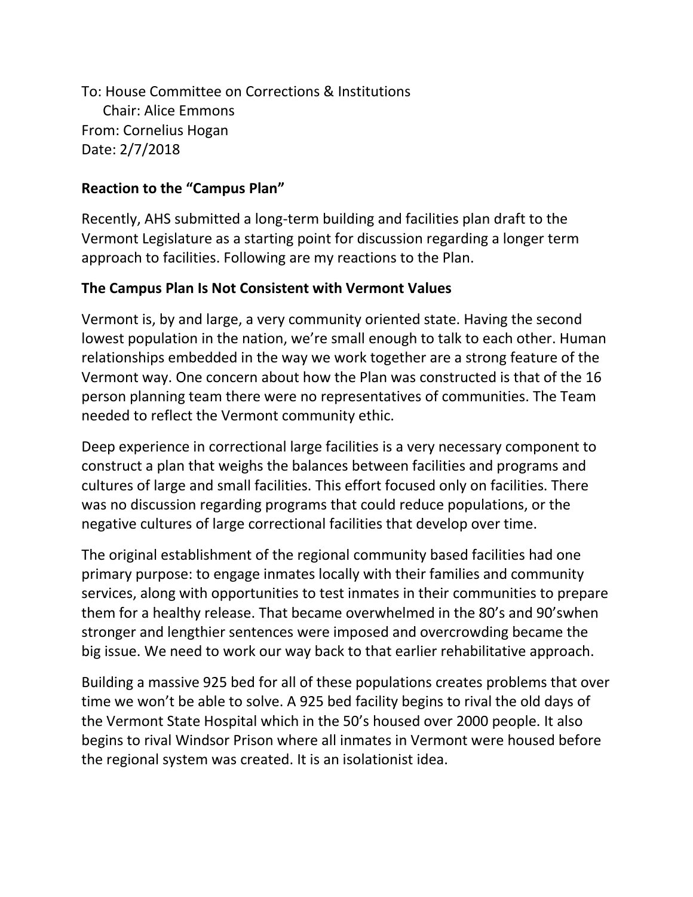To: House Committee on Corrections & Institutions
  Chair: Alice Emmons
From: Cornelius Hogan
Date: 2/7/2018

## Reaction to the "Campus Plan"

Recently, AHS submitted a long-term building and facilities plan draft to the Vermont Legislature as a starting point for discussion regarding a longer term approach to facilities. Following are my reactions to the Plan.

## The Campus Plan Is Not Consistent with Vermont Values

Vermont is, by and large, a very community oriented state. Having the second lowest population in the nation, we're small enough to talk to each other. Human relationships embedded in the way we work together are a strong feature of the Vermont way. One concern about how the Plan was constructed is that of the 16 person planning team there were no representatives of communities. The Team needed to reflect the Vermont community ethic.

Deep experience in correctional large facilities is a very necessary component to construct a plan that weighs the balances between facilities and programs and cultures of large and small facilities. This effort focused only on facilities. There was no discussion regarding programs that could reduce populations, or the negative cultures of large correctional facilities that develop over time.

The original establishment of the regional community based facilities had one primary purpose: to engage inmates locally with their families and community services, along with opportunities to test inmates in their communities to prepare them for a healthy release. That became overwhelmed in the 80's and 90'swhen stronger and lengthier sentences were imposed and overcrowding became the big issue. We need to work our way back to that earlier rehabilitative approach.

Building a massive 925 bed for all of these populations creates problems that over time we won't be able to solve. A 925 bed facility begins to rival the old days of the Vermont State Hospital which in the 50's housed over 2000 people. It also begins to rival Windsor Prison where all inmates in Vermont were housed before the regional system was created. It is an isolationist idea.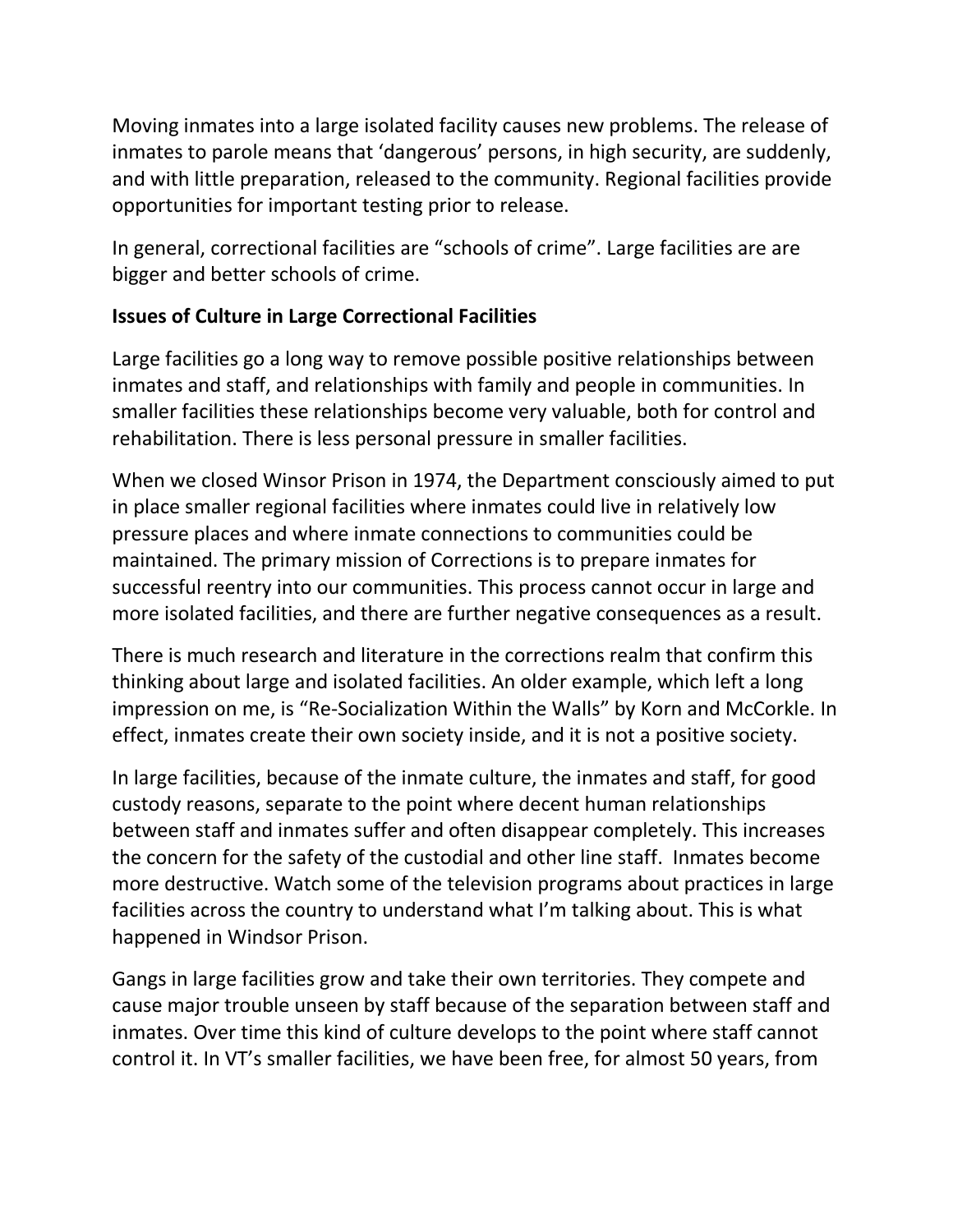Moving inmates into a large isolated facility causes new problems. The release of inmates to parole means that 'dangerous' persons, in high security, are suddenly, and with little preparation, released to the community. Regional facilities provide opportunities for important testing prior to release.

In general, correctional facilities are "schools of crime". Large facilities are are bigger and better schools of crime.

**Issues of Culture in Large Correctional Facilities**

Large facilities go a long way to remove possible positive relationships between inmates and staff, and relationships with family and people in communities. In smaller facilities these relationships become very valuable, both for control and rehabilitation. There is less personal pressure in smaller facilities.

When we closed Winsor Prison in 1974, the Department consciously aimed to put in place smaller regional facilities where inmates could live in relatively low pressure places and where inmate connections to communities could be maintained. The primary mission of Corrections is to prepare inmates for successful reentry into our communities. This process cannot occur in large and more isolated facilities, and there are further negative consequences as a result.

There is much research and literature in the corrections realm that confirm this thinking about large and isolated facilities. An older example, which left a long impression on me, is "Re-Socialization Within the Walls" by Korn and McCorkle. In effect, inmates create their own society inside, and it is not a positive society.

In large facilities, because of the inmate culture, the inmates and staff, for good custody reasons, separate to the point where decent human relationships between staff and inmates suffer and often disappear completely. This increases the concern for the safety of the custodial and other line staff. Inmates become more destructive. Watch some of the television programs about practices in large facilities across the country to understand what I'm talking about. This is what happened in Windsor Prison.

Gangs in large facilities grow and take their own territories. They compete and cause major trouble unseen by staff because of the separation between staff and inmates. Over time this kind of culture develops to the point where staff cannot control it. In VT's smaller facilities, we have been free, for almost 50 years, from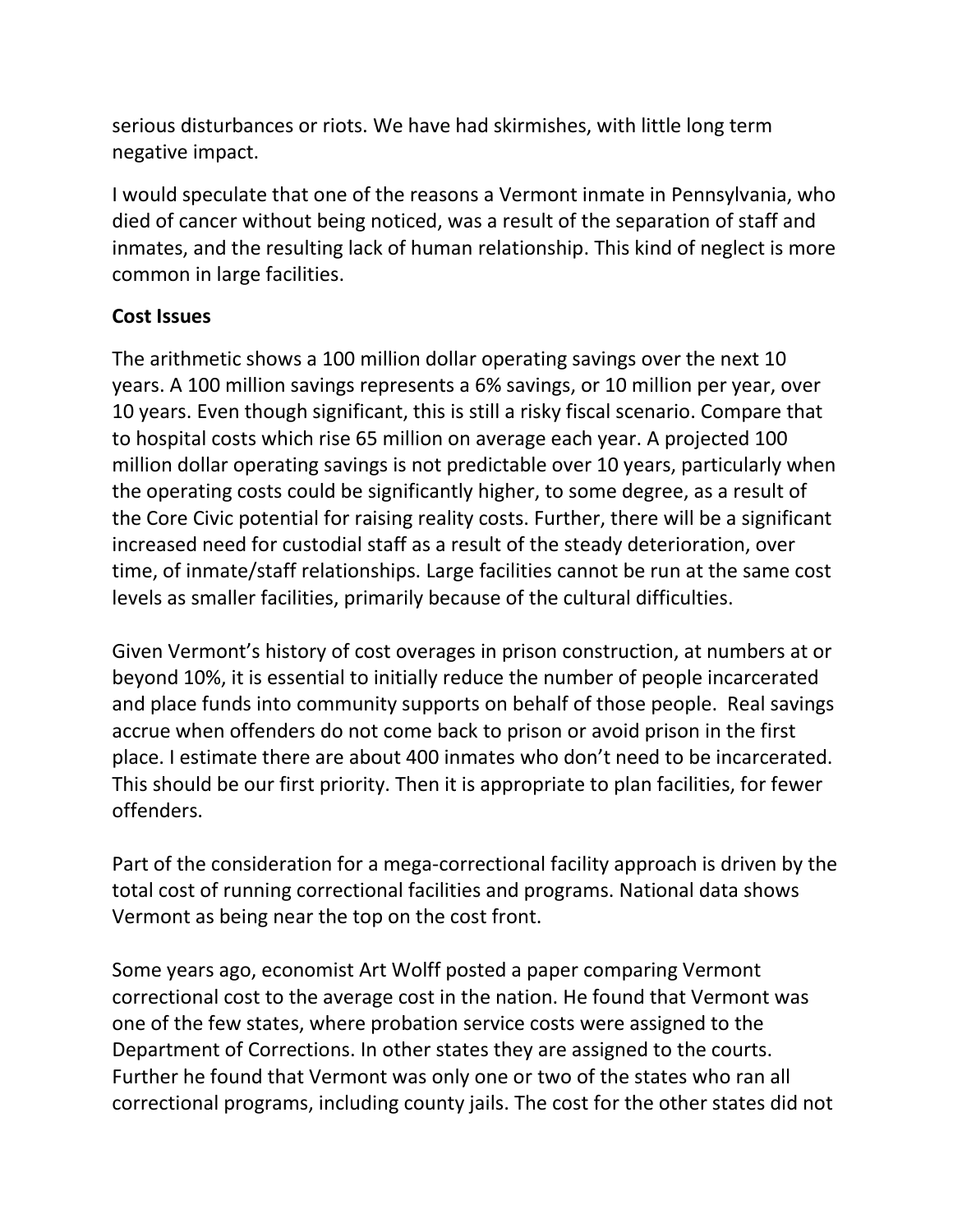serious disturbances or riots. We have had skirmishes, with little long term negative impact.

I would speculate that one of the reasons a Vermont inmate in Pennsylvania, who died of cancer without being noticed, was a result of the separation of staff and inmates, and the resulting lack of human relationship. This kind of neglect is more common in large facilities.

**Cost Issues**

The arithmetic shows a 100 million dollar operating savings over the next 10 years. A 100 million savings represents a 6% savings, or 10 million per year, over 10 years. Even though significant, this is still a risky fiscal scenario. Compare that to hospital costs which rise 65 million on average each year. A projected 100 million dollar operating savings is not predictable over 10 years, particularly when the operating costs could be significantly higher, to some degree, as a result of the Core Civic potential for raising reality costs. Further, there will be a significant increased need for custodial staff as a result of the steady deterioration, over time, of inmate/staff relationships. Large facilities cannot be run at the same cost levels as smaller facilities, primarily because of the cultural difficulties.

Given Vermont's history of cost overages in prison construction, at numbers at or beyond 10%, it is essential to initially reduce the number of people incarcerated and place funds into community supports on behalf of those people. Real savings accrue when offenders do not come back to prison or avoid prison in the first place. I estimate there are about 400 inmates who don't need to be incarcerated. This should be our first priority. Then it is appropriate to plan facilities, for fewer offenders.

Part of the consideration for a mega-correctional facility approach is driven by the total cost of running correctional facilities and programs. National data shows Vermont as being near the top on the cost front.

Some years ago, economist Art Wolff posted a paper comparing Vermont correctional cost to the average cost in the nation. He found that Vermont was one of the few states, where probation service costs were assigned to the Department of Corrections. In other states they are assigned to the courts. Further he found that Vermont was only one or two of the states who ran all correctional programs, including county jails. The cost for the other states did not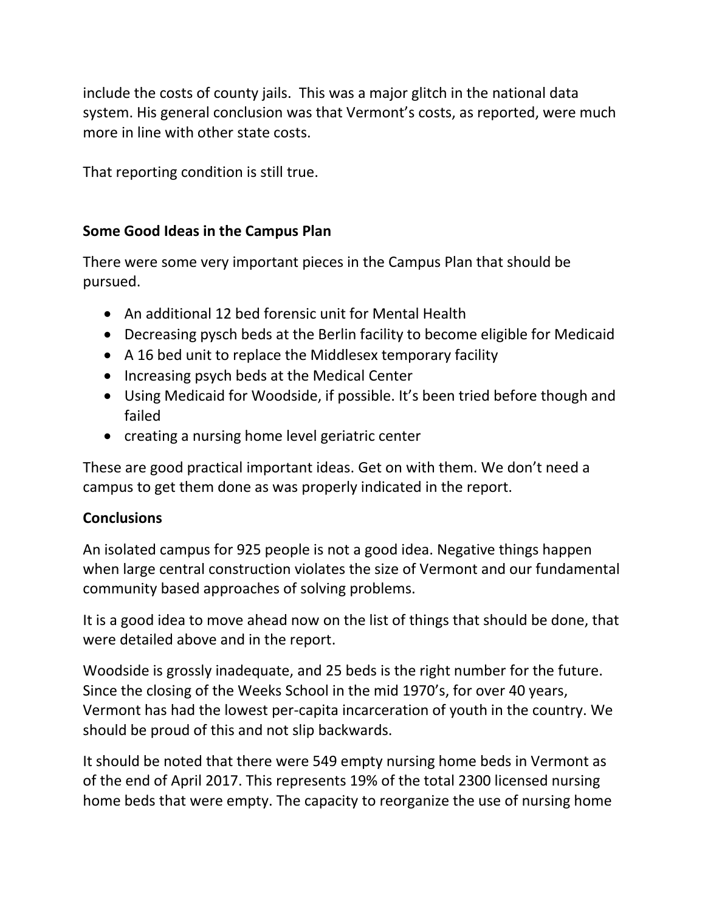include the costs of county jails. This was a major glitch in the national data system. His general conclusion was that Vermont's costs, as reported, were much more in line with other state costs.

That reporting condition is still true.

## Some Good Ideas in the Campus Plan

There were some very important pieces in the Campus Plan that should be pursued.

- An additional 12 bed forensic unit for Mental Health
- Decreasing pysch beds at the Berlin facility to become eligible for Medicaid
- A 16 bed unit to replace the Middlesex temporary facility
- Increasing psych beds at the Medical Center
- Using Medicaid for Woodside, if possible. It's been tried before though and failed
- creating a nursing home level geriatric center

These are good practical important ideas. Get on with them. We don't need a campus to get them done as was properly indicated in the report.

## Conclusions

An isolated campus for 925 people is not a good idea. Negative things happen when large central construction violates the size of Vermont and our fundamental community based approaches of solving problems.

It is a good idea to move ahead now on the list of things that should be done, that were detailed above and in the report.

Woodside is grossly inadequate, and 25 beds is the right number for the future. Since the closing of the Weeks School in the mid 1970's, for over 40 years, Vermont has had the lowest per-capita incarceration of youth in the country. We should be proud of this and not slip backwards.

It should be noted that there were 549 empty nursing home beds in Vermont as of the end of April 2017. This represents 19% of the total 2300 licensed nursing home beds that were empty. The capacity to reorganize the use of nursing home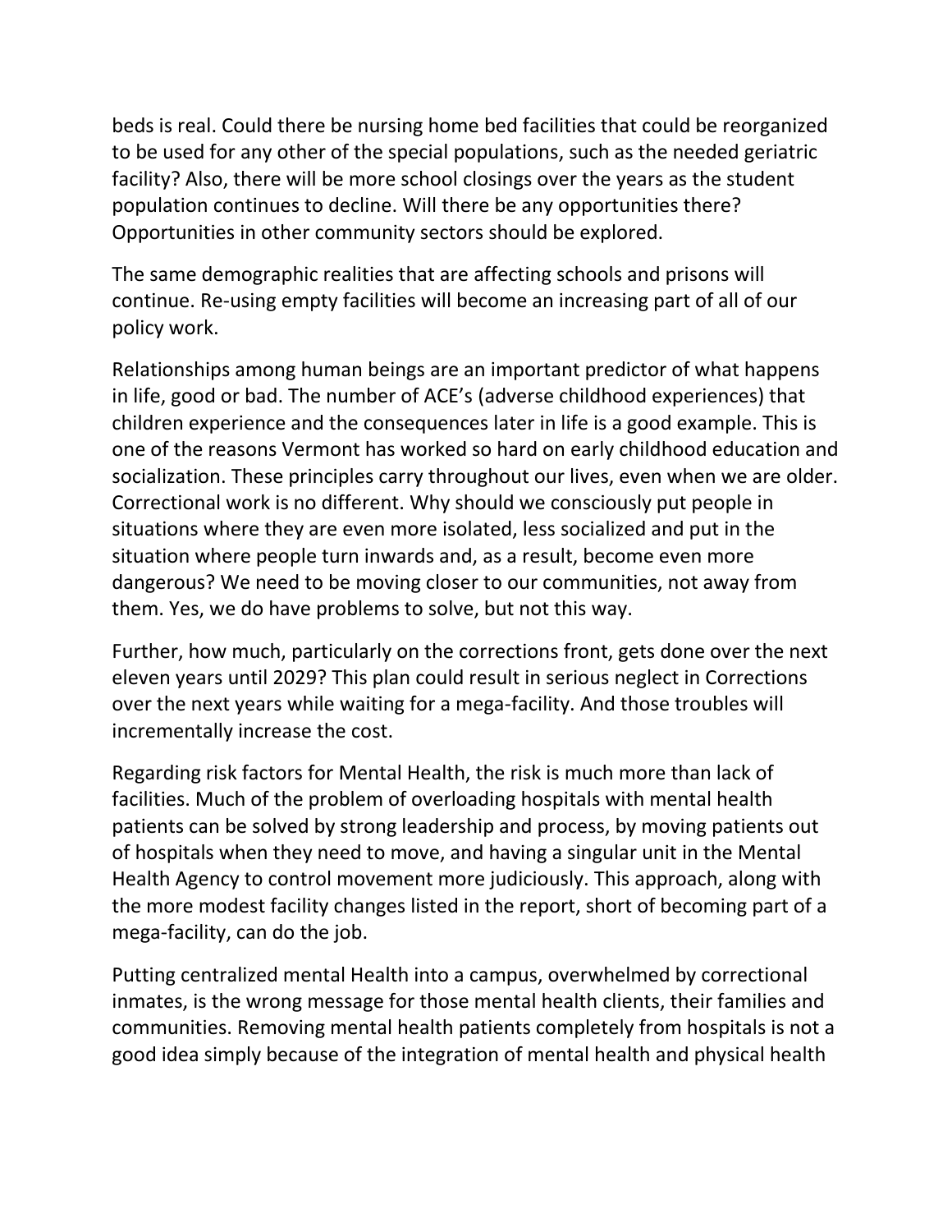beds is real. Could there be nursing home bed facilities that could be reorganized to be used for any other of the special populations, such as the needed geriatric facility? Also, there will be more school closings over the years as the student population continues to decline. Will there be any opportunities there? Opportunities in other community sectors should be explored.

The same demographic realities that are affecting schools and prisons will continue. Re-using empty facilities will become an increasing part of all of our policy work.

Relationships among human beings are an important predictor of what happens in life, good or bad. The number of ACE's (adverse childhood experiences) that children experience and the consequences later in life is a good example. This is one of the reasons Vermont has worked so hard on early childhood education and socialization. These principles carry throughout our lives, even when we are older. Correctional work is no different. Why should we consciously put people in situations where they are even more isolated, less socialized and put in the situation where people turn inwards and, as a result, become even more dangerous? We need to be moving closer to our communities, not away from them. Yes, we do have problems to solve, but not this way.

Further, how much, particularly on the corrections front, gets done over the next eleven years until 2029? This plan could result in serious neglect in Corrections over the next years while waiting for a mega-facility. And those troubles will incrementally increase the cost.

Regarding risk factors for Mental Health, the risk is much more than lack of facilities. Much of the problem of overloading hospitals with mental health patients can be solved by strong leadership and process, by moving patients out of hospitals when they need to move, and having a singular unit in the Mental Health Agency to control movement more judiciously. This approach, along with the more modest facility changes listed in the report, short of becoming part of a mega-facility, can do the job.

Putting centralized mental Health into a campus, overwhelmed by correctional inmates, is the wrong message for those mental health clients, their families and communities. Removing mental health patients completely from hospitals is not a good idea simply because of the integration of mental health and physical health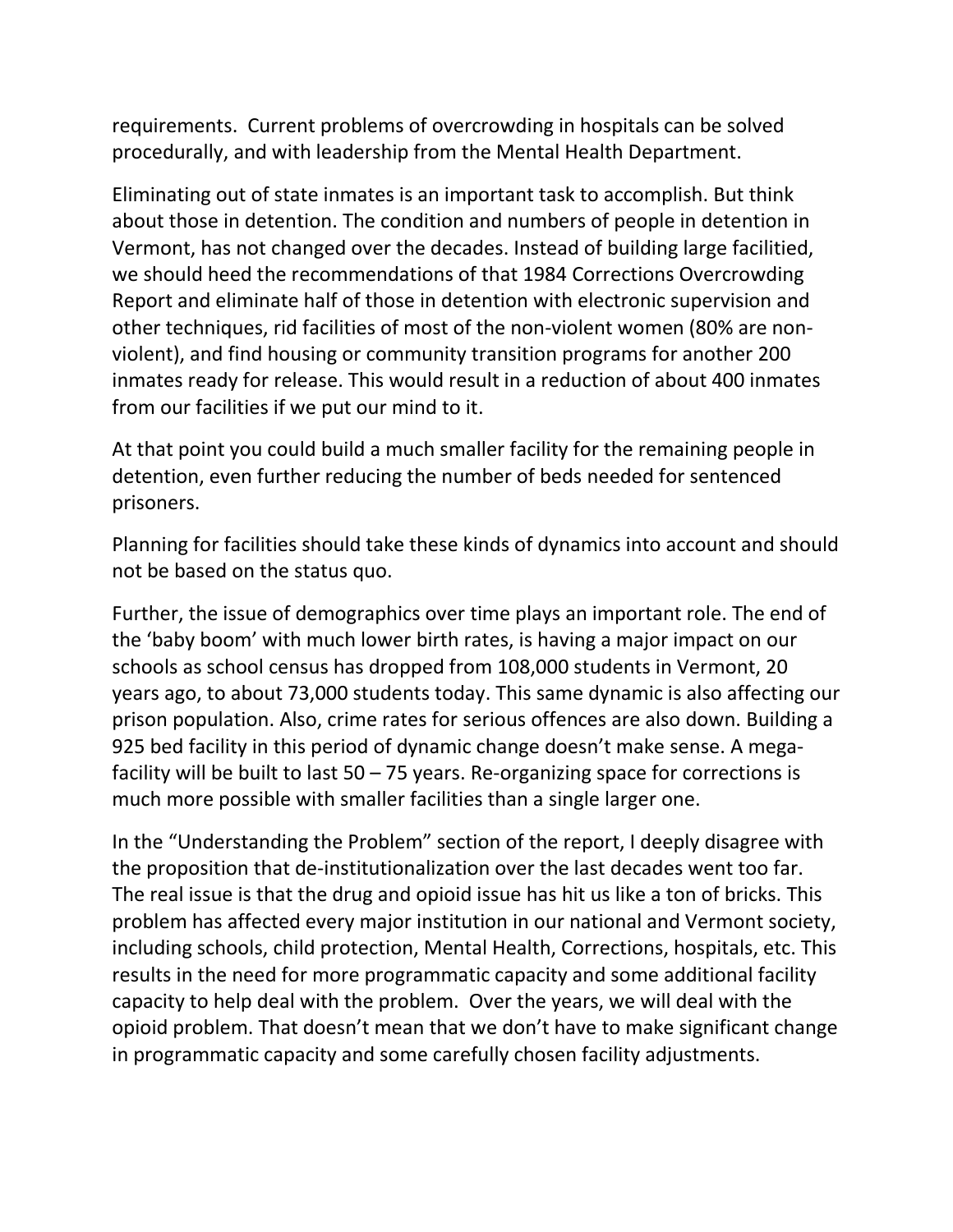requirements. Current problems of overcrowding in hospitals can be solved procedurally, and with leadership from the Mental Health Department.

Eliminating out of state inmates is an important task to accomplish. But think about those in detention. The condition and numbers of people in detention in Vermont, has not changed over the decades. Instead of building large facilitied, we should heed the recommendations of that 1984 Corrections Overcrowding Report and eliminate half of those in detention with electronic supervision and other techniques, rid facilities of most of the non-violent women (80% are non-violent), and find housing or community transition programs for another 200 inmates ready for release. This would result in a reduction of about 400 inmates from our facilities if we put our mind to it.

At that point you could build a much smaller facility for the remaining people in detention, even further reducing the number of beds needed for sentenced prisoners.

Planning for facilities should take these kinds of dynamics into account and should not be based on the status quo.

Further, the issue of demographics over time plays an important role. The end of the 'baby boom' with much lower birth rates, is having a major impact on our schools as school census has dropped from 108,000 students in Vermont, 20 years ago, to about 73,000 students today. This same dynamic is also affecting our prison population. Also, crime rates for serious offences are also down. Building a 925 bed facility in this period of dynamic change doesn't make sense. A mega-facility will be built to last 50 – 75 years. Re-organizing space for corrections is much more possible with smaller facilities than a single larger one.

In the "Understanding the Problem" section of the report, I deeply disagree with the proposition that de-institutionalization over the last decades went too far. The real issue is that the drug and opioid issue has hit us like a ton of bricks. This problem has affected every major institution in our national and Vermont society, including schools, child protection, Mental Health, Corrections, hospitals, etc. This results in the need for more programmatic capacity and some additional facility capacity to help deal with the problem. Over the years, we will deal with the opioid problem. That doesn't mean that we don't have to make significant change in programmatic capacity and some carefully chosen facility adjustments.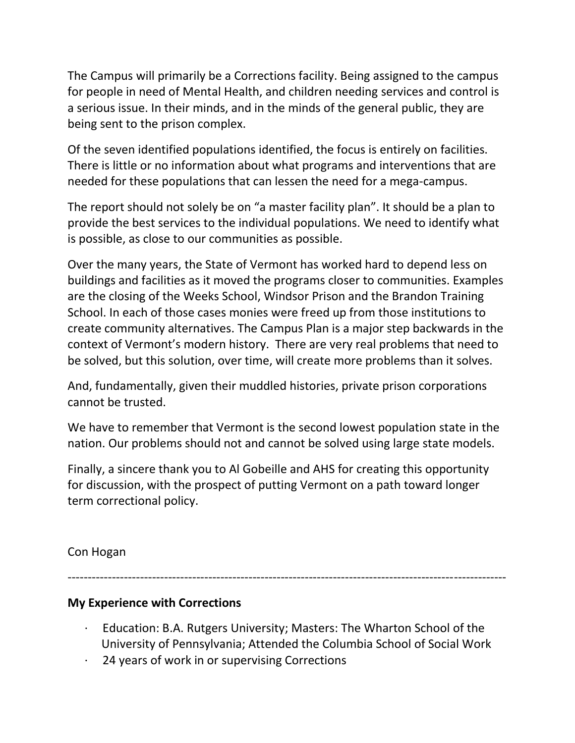The Campus will primarily be a Corrections facility. Being assigned to the campus for people in need of Mental Health, and children needing services and control is a serious issue. In their minds, and in the minds of the general public, they are being sent to the prison complex.

Of the seven identified populations identified, the focus is entirely on facilities. There is little or no information about what programs and interventions that are needed for these populations that can lessen the need for a mega-campus.

The report should not solely be on "a master facility plan". It should be a plan to provide the best services to the individual populations. We need to identify what is possible, as close to our communities as possible.

Over the many years, the State of Vermont has worked hard to depend less on buildings and facilities as it moved the programs closer to communities. Examples are the closing of the Weeks School, Windsor Prison and the Brandon Training School. In each of those cases monies were freed up from those institutions to create community alternatives. The Campus Plan is a major step backwards in the context of Vermont's modern history. There are very real problems that need to be solved, but this solution, over time, will create more problems than it solves.

And, fundamentally, given their muddled histories, private prison corporations cannot be trusted.

We have to remember that Vermont is the second lowest population state in the nation. Our problems should not and cannot be solved using large state models.

Finally, a sincere thank you to Al Gobeille and AHS for creating this opportunity for discussion, with the prospect of putting Vermont on a path toward longer term correctional policy.

Con Hogan

---

**My Experience with Corrections**

- Education: B.A. Rutgers University; Masters: The Wharton School of the University of Pennsylvania; Attended the Columbia School of Social Work
- 24 years of work in or supervising Corrections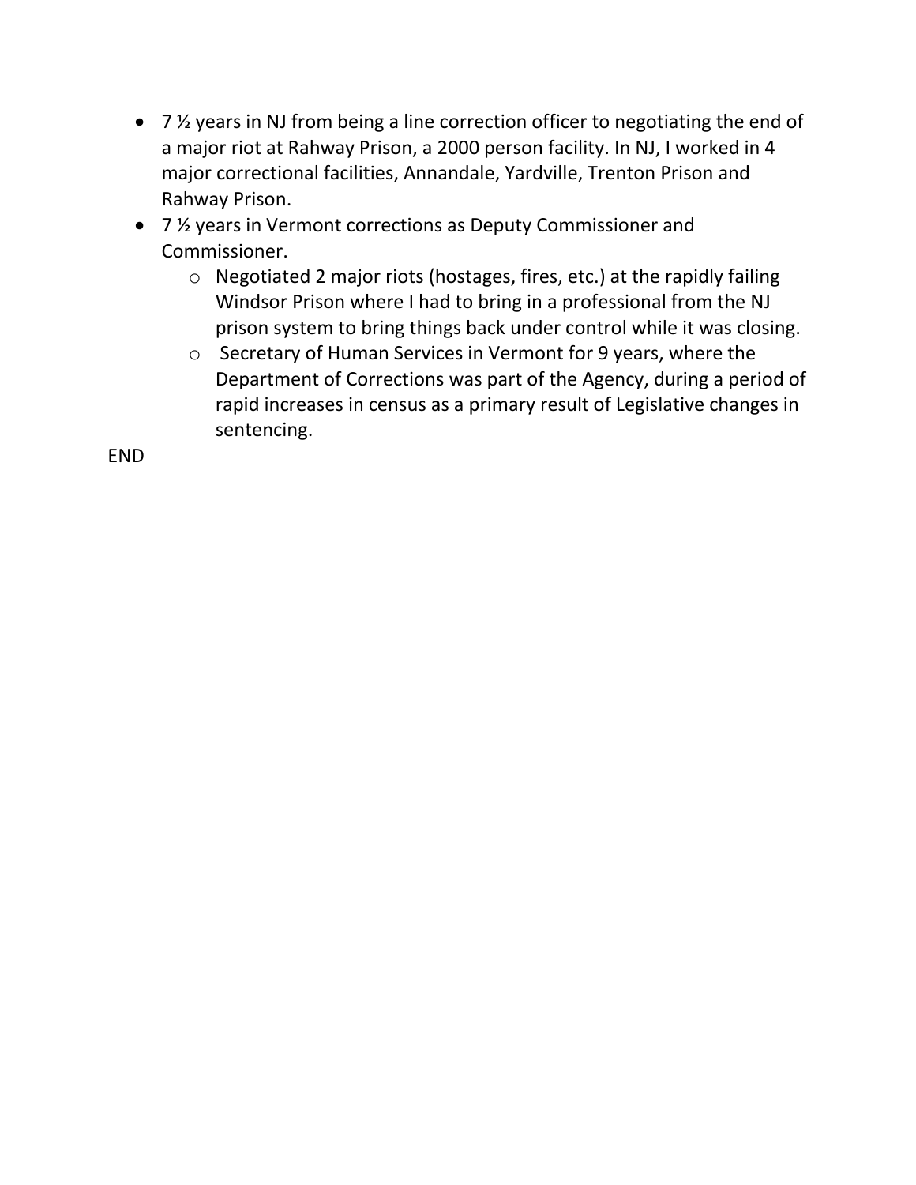- 7 ½ years in NJ from being a line correction officer to negotiating the end of a major riot at Rahway Prison, a 2000 person facility. In NJ, I worked in 4 major correctional facilities, Annandale, Yardville, Trenton Prison and Rahway Prison.
- 7 ½ years in Vermont corrections as Deputy Commissioner and Commissioner.
    - Negotiated 2 major riots (hostages, fires, etc.) at the rapidly failing Windsor Prison where I had to bring in a professional from the NJ prison system to bring things back under control while it was closing.
    - Secretary of Human Services in Vermont for 9 years, where the Department of Corrections was part of the Agency, during a period of rapid increases in census as a primary result of Legislative changes in sentencing.

END